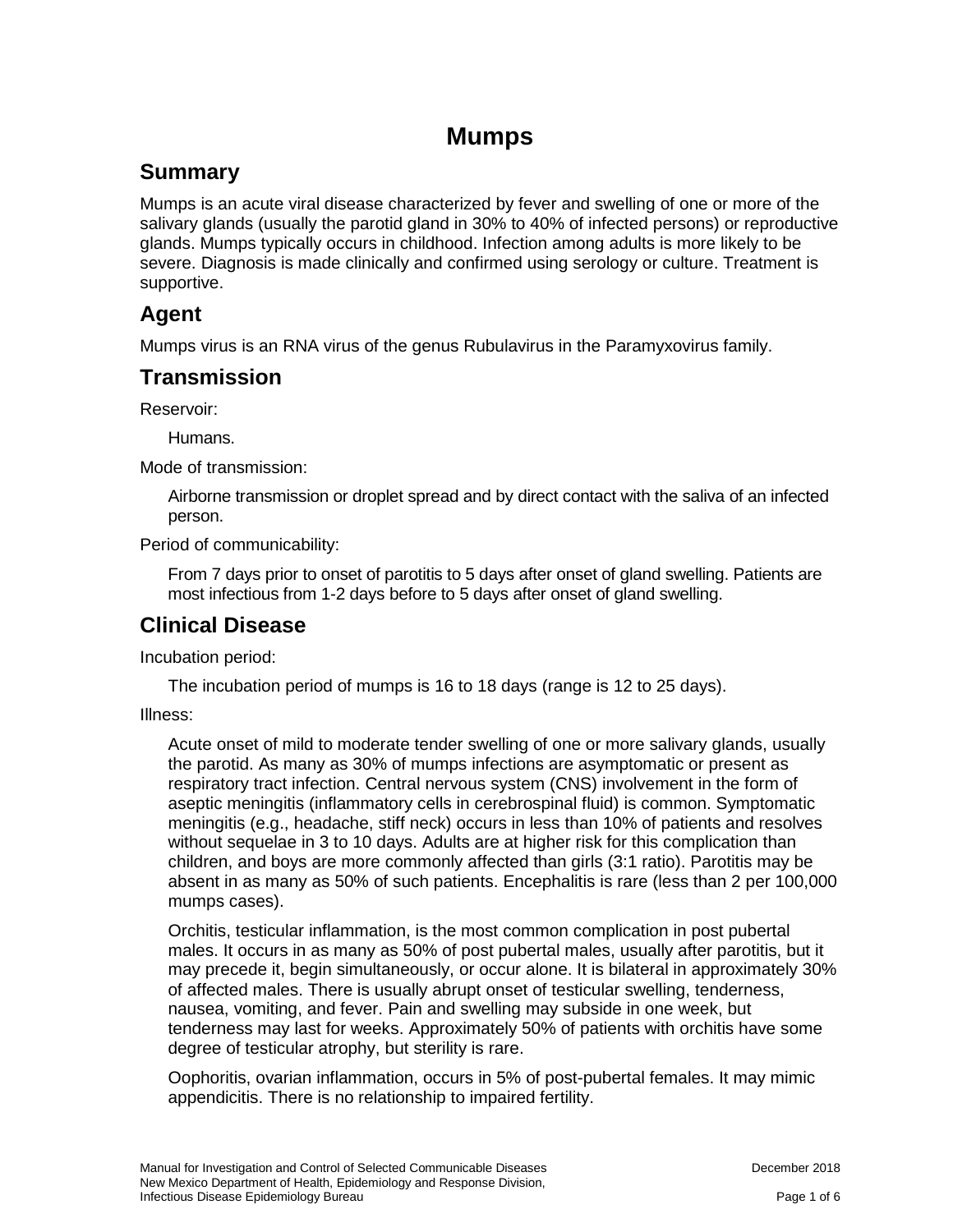# Mumps

## Summary

Mumps is an acute viral disease characterized by fever and swelling of one or more of the salivary glands (usually the parotid gland in 30% to 40% of infected persons) or reproductive glands. Mumps typically occurs in childhood. Infection among adults is more likely to be severe. Diagnosis is made clinically and confirmed using serology or culture. Treatment is supportive.

## Agent

Mumps virus is an RNA virus of the genus Rubulavirus in the Paramyxovirus family.

## Transmission

Reservoir:

Humans.

Mode of transmission:

Airborne transmission or droplet spread and by direct contact with the saliva of an infected person.

Period of communicability:

From 7 days prior to onset of parotitis to 5 days after onset of gland swelling. Patients are most infectious from 1-2 days before to 5 days after onset of gland swelling.

## Clinical Disease

Incubation period:

The incubation period of mumps is 16 to 18 days (range is 12 to 25 days).

Illness:

Acute onset of mild to moderate tender swelling of one or more salivary glands, usually the parotid. As many as 30% of mumps infections are asymptomatic or present as respiratory tract infection. Central nervous system (CNS) involvement in the form of aseptic meningitis (inflammatory cells in cerebrospinal fluid) is common. Symptomatic meningitis (e.g., headache, stiff neck) occurs in less than 10% of patients and resolves without sequelae in 3 to 10 days. Adults are at higher risk for this complication than children, and boys are more commonly affected than girls (3:1 ratio). Parotitis may be absent in as many as 50% of such patients. Encephalitis is rare (less than 2 per 100,000 mumps cases).

Orchitis, testicular inflammation, is the most common complication in post pubertal males. It occurs in as many as 50% of post pubertal males, usually after parotitis, but it may precede it, begin simultaneously, or occur alone. It is bilateral in approximately 30% of affected males. There is usually abrupt onset of testicular swelling, tenderness, nausea, vomiting, and fever. Pain and swelling may subside in one week, but tenderness may last for weeks. Approximately 50% of patients with orchitis have some degree of testicular atrophy, but sterility is rare.

Oophoritis, ovarian inflammation, occurs in 5% of post-pubertal females. It may mimic appendicitis. There is no relationship to impaired fertility.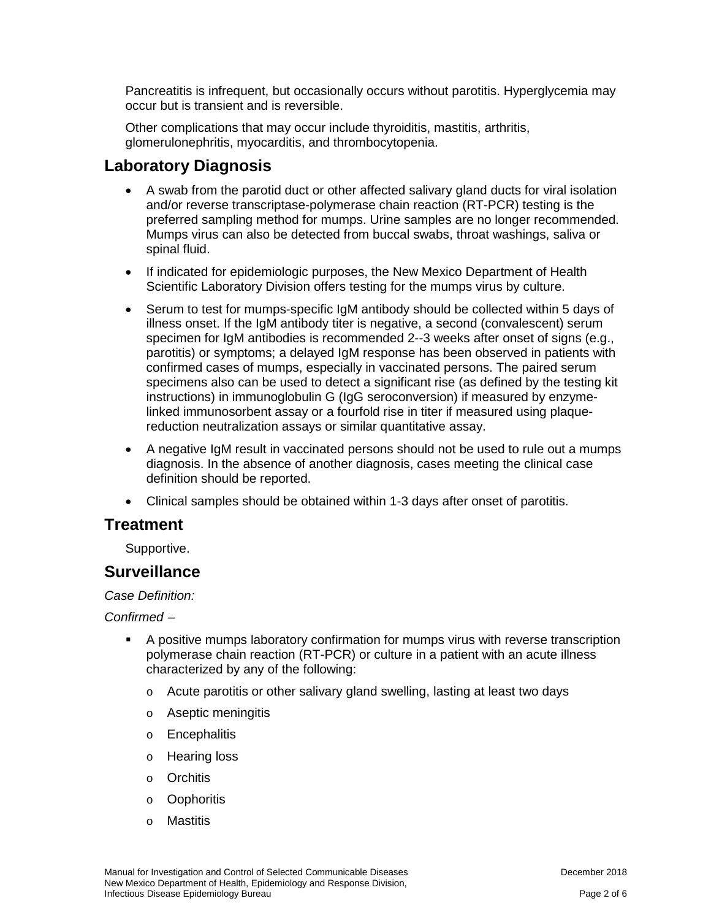Pancreatitis is infrequent, but occasionally occurs without parotitis. Hyperglycemia may occur but is transient and is reversible.

Other complications that may occur include thyroiditis, mastitis, arthritis, glomerulonephritis, myocarditis, and thrombocytopenia.

## Laboratory Diagnosis

- A swab from the parotid duct or other affected salivary gland ducts for viral isolation and/or reverse transcriptase-polymerase chain reaction (RT-PCR) testing is the preferred sampling method for mumps. Urine samples are no longer recommended. Mumps virus can also be detected from buccal swabs, throat washings, saliva or spinal fluid.
- If indicated for epidemiologic purposes, the New Mexico Department of Health Scientific Laboratory Division offers testing for the mumps virus by culture.
- Serum to test for mumps-specific IgM antibody should be collected within 5 days of illness onset. If the IgM antibody titer is negative, a second (convalescent) serum specimen for IgM antibodies is recommended 2--3 weeks after onset of signs (e.g., parotitis) or symptoms; a delayed IgM response has been observed in patients with confirmed cases of mumps, especially in vaccinated persons. The paired serum specimens also can be used to detect a significant rise (as defined by the testing kit instructions) in immunoglobulin G (IgG seroconversion) if measured by enzyme-linked immunosorbent assay or a fourfold rise in titer if measured using plaque-reduction neutralization assays or similar quantitative assay.
- A negative IgM result in vaccinated persons should not be used to rule out a mumps diagnosis. In the absence of another diagnosis, cases meeting the clinical case definition should be reported.
- Clinical samples should be obtained within 1-3 days after onset of parotitis.

## Treatment

Supportive.

## Surveillance

*Case Definition:*

*Confirmed –*

- A positive mumps laboratory confirmation for mumps virus with reverse transcription polymerase chain reaction (RT-PCR) or culture in a patient with an acute illness characterized by any of the following:
  - Acute parotitis or other salivary gland swelling, lasting at least two days
  - Aseptic meningitis
  - Encephalitis
  - Hearing loss
  - Orchitis
  - Oophoritis
  - Mastitis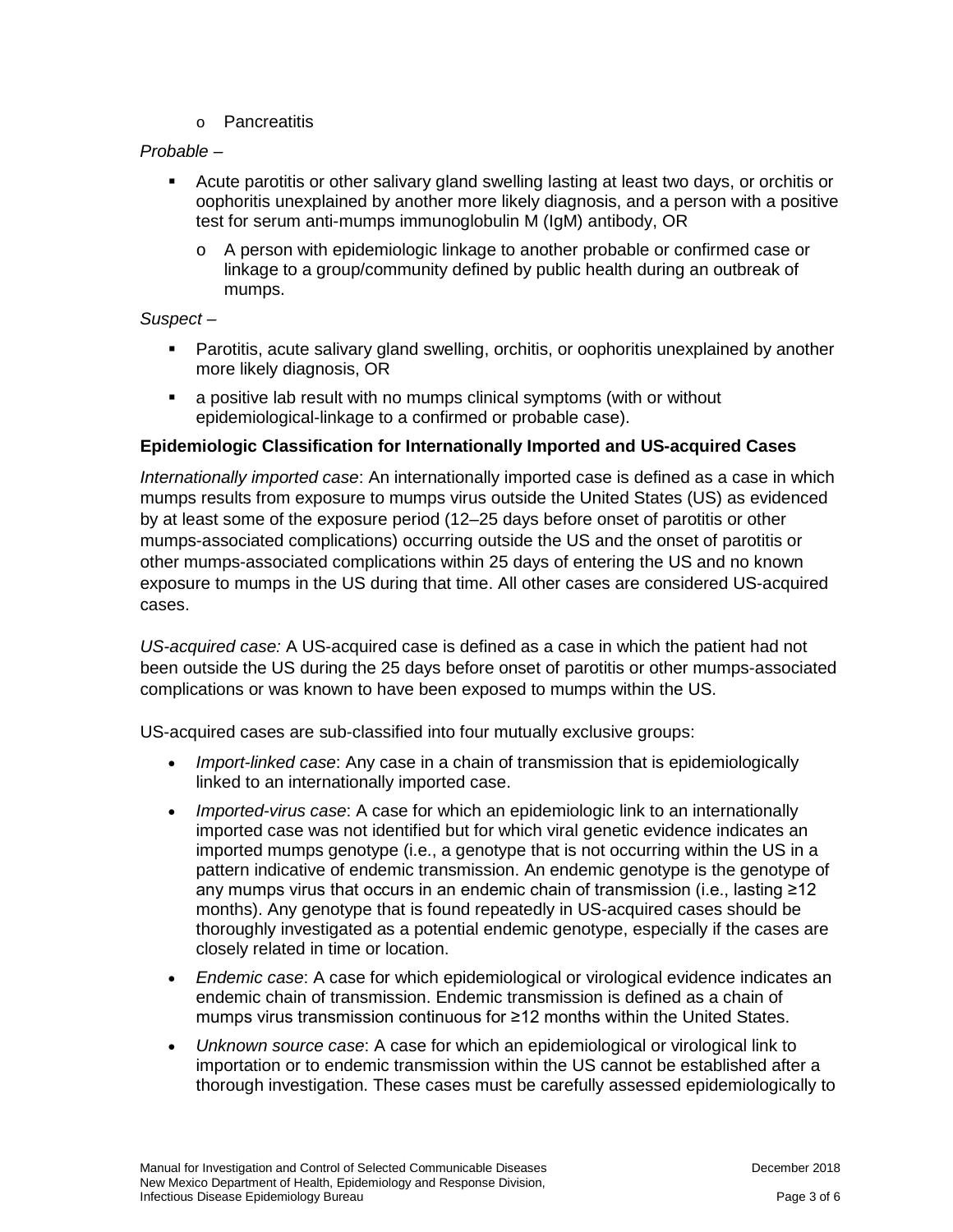- Pancreatitis

*Probable* –

- Acute parotitis or other salivary gland swelling lasting at least two days, or orchitis or oophoritis unexplained by another more likely diagnosis, and a person with a positive test for serum anti-mumps immunoglobulin M (IgM) antibody, OR
  - A person with epidemiologic linkage to another probable or confirmed case or linkage to a group/community defined by public health during an outbreak of mumps.

*Suspect* –

- Parotitis, acute salivary gland swelling, orchitis, or oophoritis unexplained by another more likely diagnosis, OR
- a positive lab result with no mumps clinical symptoms (with or without epidemiological-linkage to a confirmed or probable case).

**Epidemiologic Classification for Internationally Imported and US-acquired Cases**

*Internationally imported case*: An internationally imported case is defined as a case in which mumps results from exposure to mumps virus outside the United States (US) as evidenced by at least some of the exposure period (12–25 days before onset of parotitis or other mumps-associated complications) occurring outside the US and the onset of parotitis or other mumps-associated complications within 25 days of entering the US and no known exposure to mumps in the US during that time. All other cases are considered US-acquired cases.

*US-acquired case:* A US-acquired case is defined as a case in which the patient had not been outside the US during the 25 days before onset of parotitis or other mumps-associated complications or was known to have been exposed to mumps within the US.

US-acquired cases are sub-classified into four mutually exclusive groups:

- *Import-linked case*: Any case in a chain of transmission that is epidemiologically linked to an internationally imported case.
- *Imported-virus case*: A case for which an epidemiologic link to an internationally imported case was not identified but for which viral genetic evidence indicates an imported mumps genotype (i.e., a genotype that is not occurring within the US in a pattern indicative of endemic transmission. An endemic genotype is the genotype of any mumps virus that occurs in an endemic chain of transmission (i.e., lasting ≥12 months). Any genotype that is found repeatedly in US-acquired cases should be thoroughly investigated as a potential endemic genotype, especially if the cases are closely related in time or location.
- *Endemic case*: A case for which epidemiological or virological evidence indicates an endemic chain of transmission. Endemic transmission is defined as a chain of mumps virus transmission continuous for ≥12 months within the United States.
- *Unknown source case*: A case for which an epidemiological or virological link to importation or to endemic transmission within the US cannot be established after a thorough investigation. These cases must be carefully assessed epidemiologically to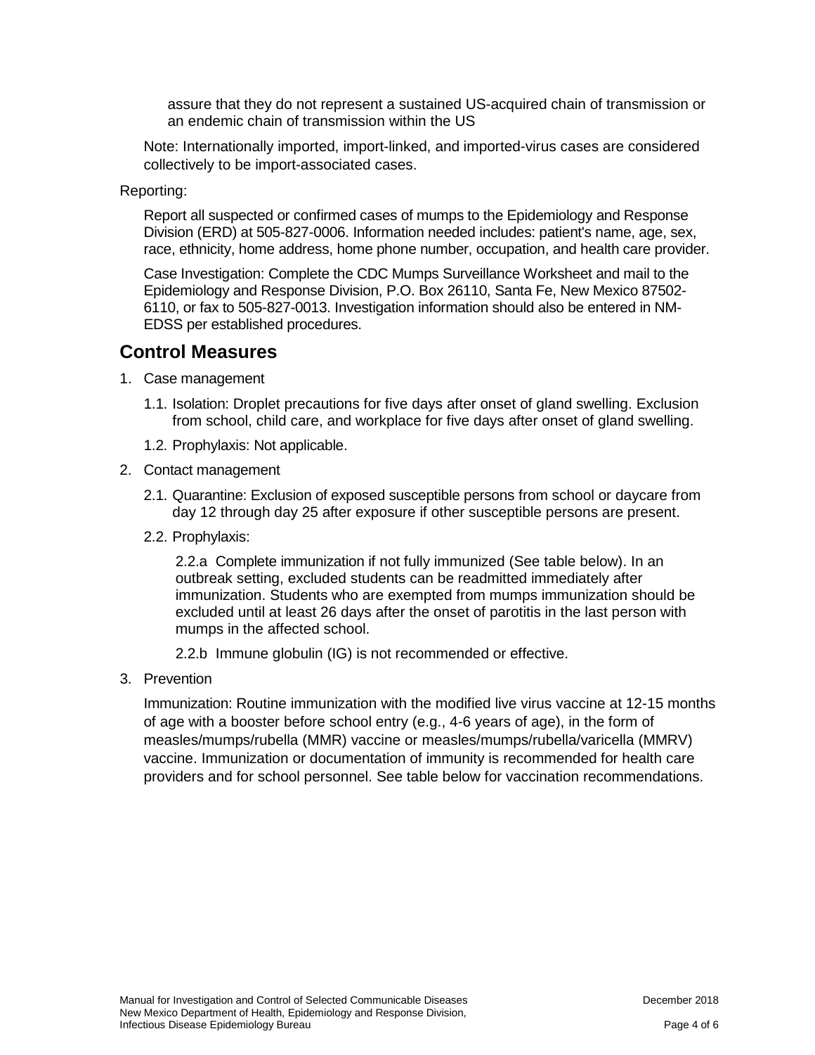assure that they do not represent a sustained US-acquired chain of transmission or an endemic chain of transmission within the US

Note: Internationally imported, import-linked, and imported-virus cases are considered collectively to be import-associated cases.

Reporting:

Report all suspected or confirmed cases of mumps to the Epidemiology and Response Division (ERD) at 505-827-0006. Information needed includes: patient's name, age, sex, race, ethnicity, home address, home phone number, occupation, and health care provider.

Case Investigation: Complete the CDC Mumps Surveillance Worksheet and mail to the Epidemiology and Response Division, P.O. Box 26110, Santa Fe, New Mexico 87502-6110, or fax to 505-827-0013. Investigation information should also be entered in NM-EDSS per established procedures.

## Control Measures

1. Case management
   - 1.1. Isolation: Droplet precautions for five days after onset of gland swelling. Exclusion from school, child care, and workplace for five days after onset of gland swelling.
   - 1.2. Prophylaxis: Not applicable.
2. Contact management
   - 2.1. Quarantine: Exclusion of exposed susceptible persons from school or daycare from day 12 through day 25 after exposure if other susceptible persons are present.
   - 2.2. Prophylaxis:

     2.2.a Complete immunization if not fully immunized (See table below). In an outbreak setting, excluded students can be readmitted immediately after immunization. Students who are exempted from mumps immunization should be excluded until at least 26 days after the onset of parotitis in the last person with mumps in the affected school.

     2.2.b Immune globulin (IG) is not recommended or effective.
3. Prevention

   Immunization: Routine immunization with the modified live virus vaccine at 12-15 months of age with a booster before school entry (e.g., 4-6 years of age), in the form of measles/mumps/rubella (MMR) vaccine or measles/mumps/rubella/varicella (MMRV) vaccine. Immunization or documentation of immunity is recommended for health care providers and for school personnel. See table below for vaccination recommendations.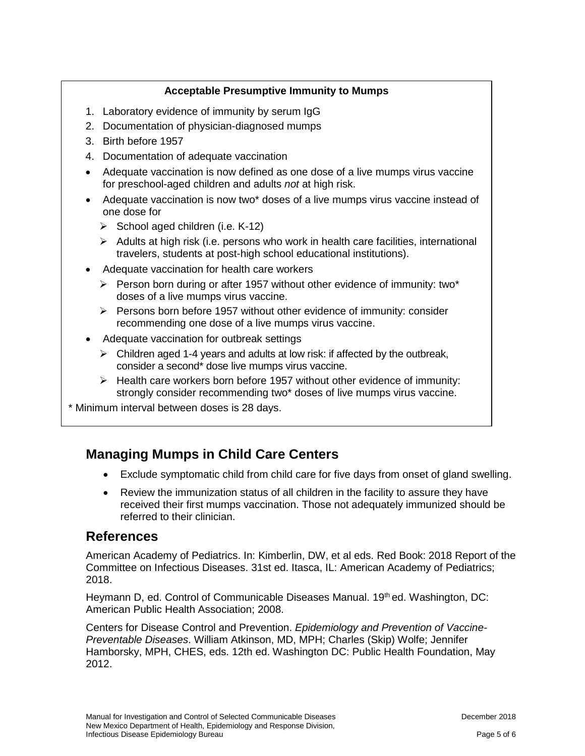**Acceptable Presumptive Immunity to Mumps**

1. Laboratory evidence of immunity by serum IgG
2. Documentation of physician-diagnosed mumps
3. Birth before 1957
4. Documentation of adequate vaccination

- Adequate vaccination is now defined as one dose of a live mumps virus vaccine for preschool-aged children and adults *not* at high risk.
- Adequate vaccination is now two* doses of a live mumps virus vaccine instead of one dose for
  - School aged children (i.e. K-12)
  - Adults at high risk (i.e. persons who work in health care facilities, international travelers, students at post-high school educational institutions).
- Adequate vaccination for health care workers
  - Person born during or after 1957 without other evidence of immunity: two* doses of a live mumps virus vaccine.
  - Persons born before 1957 without other evidence of immunity: consider recommending one dose of a live mumps virus vaccine.
- Adequate vaccination for outbreak settings
  - Children aged 1-4 years and adults at low risk: if affected by the outbreak, consider a second* dose live mumps virus vaccine.
  - Health care workers born before 1957 without other evidence of immunity: strongly consider recommending two* doses of live mumps virus vaccine.

* Minimum interval between doses is 28 days.

## Managing Mumps in Child Care Centers

- Exclude symptomatic child from child care for five days from onset of gland swelling.
- Review the immunization status of all children in the facility to assure they have received their first mumps vaccination. Those not adequately immunized should be referred to their clinician.

## References

American Academy of Pediatrics. In: Kimberlin, DW, et al eds. Red Book: 2018 Report of the Committee on Infectious Diseases. 31st ed. Itasca, IL: American Academy of Pediatrics; 2018.

Heymann D, ed. Control of Communicable Diseases Manual. 19th ed. Washington, DC: American Public Health Association; 2008.

Centers for Disease Control and Prevention. *Epidemiology and Prevention of Vaccine-Preventable Diseases*. William Atkinson, MD, MPH; Charles (Skip) Wolfe; Jennifer Hamborsky, MPH, CHES, eds. 12th ed. Washington DC: Public Health Foundation, May 2012.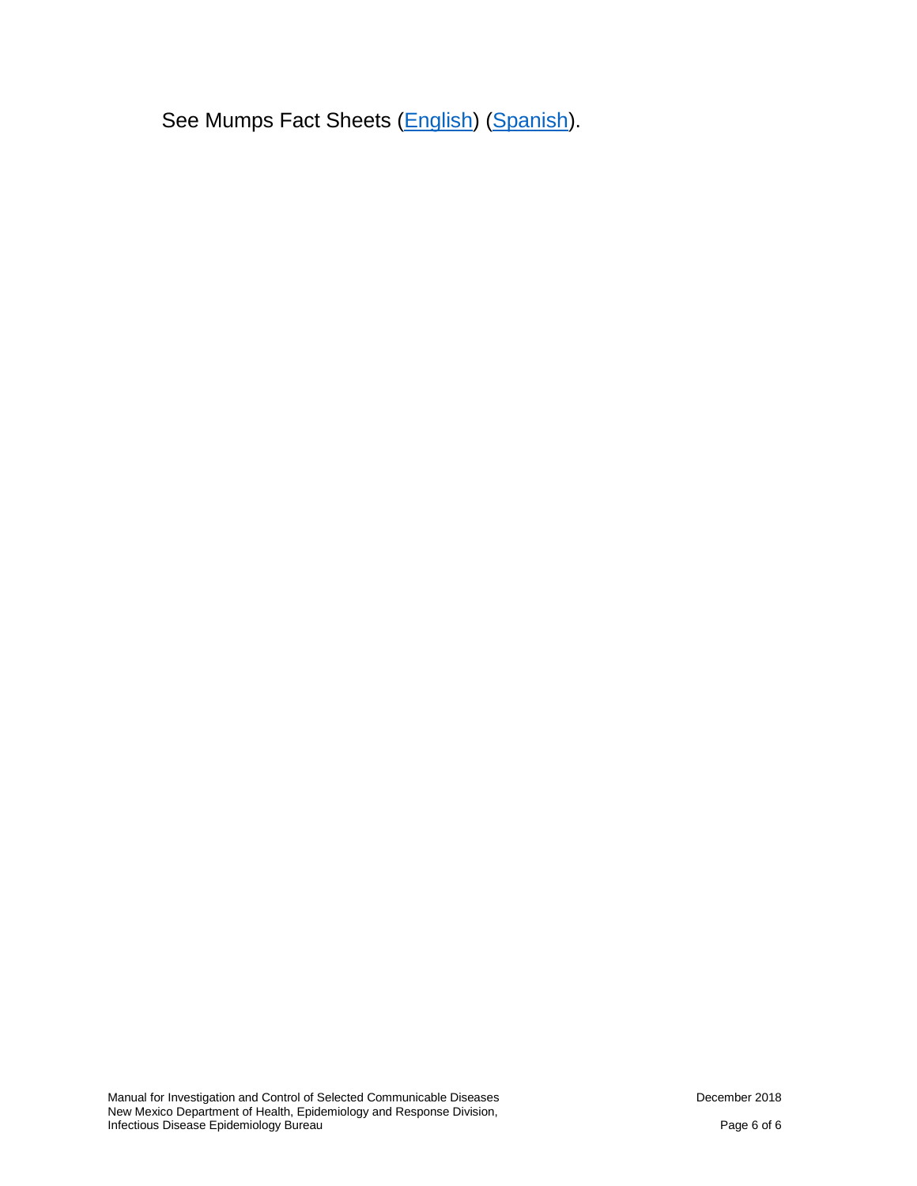See Mumps Fact Sheets (English) (Spanish).